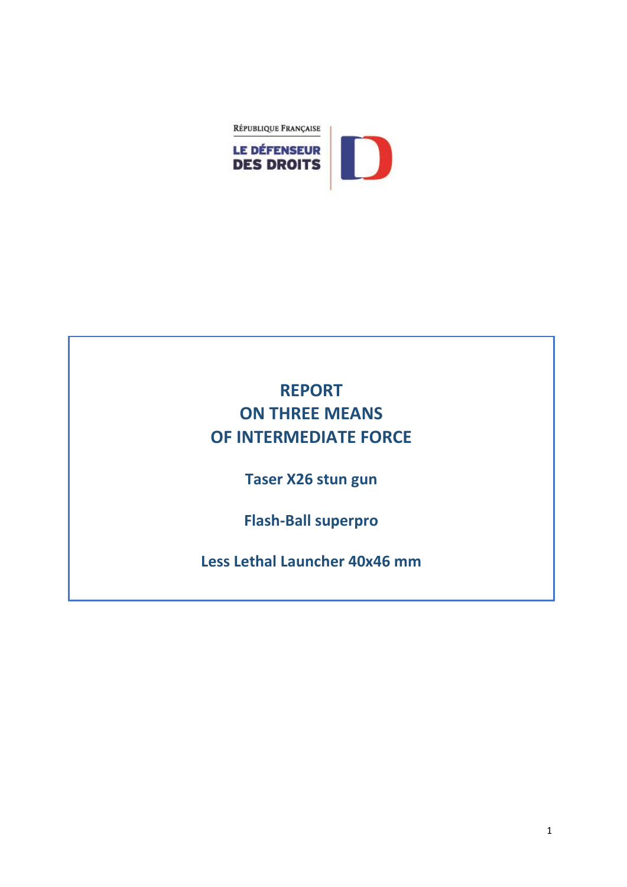RÉPUBLIQUE FRANÇAISE

LE DÉFENSEUR DES DROITS

# REPORT ON THREE MEANS OF INTERMEDIATE FORCE

**Taser X26 stun gun**

**Flash-Ball superpro**

**Less Lethal Launcher 40x46 mm**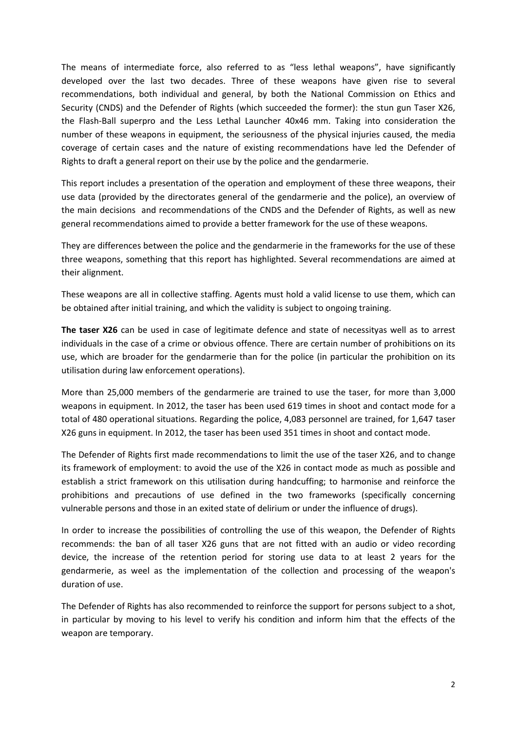The means of intermediate force, also referred to as "less lethal weapons", have significantly developed over the last two decades. Three of these weapons have given rise to several recommendations, both individual and general, by both the National Commission on Ethics and Security (CNDS) and the Defender of Rights (which succeeded the former): the stun gun Taser X26, the Flash-Ball superpro and the Less Lethal Launcher 40x46 mm. Taking into consideration the number of these weapons in equipment, the seriousness of the physical injuries caused, the media coverage of certain cases and the nature of existing recommendations have led the Defender of Rights to draft a general report on their use by the police and the gendarmerie.

This report includes a presentation of the operation and employment of these three weapons, their use data (provided by the directorates general of the gendarmerie and the police), an overview of the main decisions and recommendations of the CNDS and the Defender of Rights, as well as new general recommendations aimed to provide a better framework for the use of these weapons.

They are differences between the police and the gendarmerie in the frameworks for the use of these three weapons, something that this report has highlighted. Several recommendations are aimed at their alignment.

These weapons are all in collective staffing. Agents must hold a valid license to use them, which can be obtained after initial training, and which the validity is subject to ongoing training.

**The taser X26** can be used in case of legitimate defence and state of necessityas well as to arrest individuals in the case of a crime or obvious offence. There are certain number of prohibitions on its use, which are broader for the gendarmerie than for the police (in particular the prohibition on its utilisation during law enforcement operations).

More than 25,000 members of the gendarmerie are trained to use the taser, for more than 3,000 weapons in equipment. In 2012, the taser has been used 619 times in shoot and contact mode for a total of 480 operational situations. Regarding the police, 4,083 personnel are trained, for 1,647 taser X26 guns in equipment. In 2012, the taser has been used 351 times in shoot and contact mode.

The Defender of Rights first made recommendations to limit the use of the taser X26, and to change its framework of employment: to avoid the use of the X26 in contact mode as much as possible and establish a strict framework on this utilisation during handcuffing; to harmonise and reinforce the prohibitions and precautions of use defined in the two frameworks (specifically concerning vulnerable persons and those in an exited state of delirium or under the influence of drugs).

In order to increase the possibilities of controlling the use of this weapon, the Defender of Rights recommends: the ban of all taser X26 guns that are not fitted with an audio or video recording device, the increase of the retention period for storing use data to at least 2 years for the gendarmerie, as weel as the implementation of the collection and processing of the weapon's duration of use.

The Defender of Rights has also recommended to reinforce the support for persons subject to a shot, in particular by moving to his level to verify his condition and inform him that the effects of the weapon are temporary.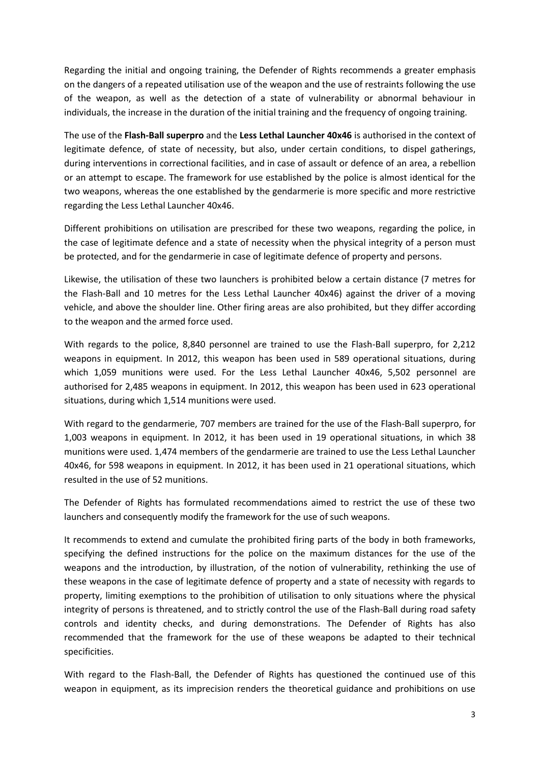Regarding the initial and ongoing training, the Defender of Rights recommends a greater emphasis on the dangers of a repeated utilisation use of the weapon and the use of restraints following the use of the weapon, as well as the detection of a state of vulnerability or abnormal behaviour in individuals, the increase in the duration of the initial training and the frequency of ongoing training.

The use of the **Flash-Ball superpro** and the **Less Lethal Launcher 40x46** is authorised in the context of legitimate defence, of state of necessity, but also, under certain conditions, to dispel gatherings, during interventions in correctional facilities, and in case of assault or defence of an area, a rebellion or an attempt to escape. The framework for use established by the police is almost identical for the two weapons, whereas the one established by the gendarmerie is more specific and more restrictive regarding the Less Lethal Launcher 40x46.

Different prohibitions on utilisation are prescribed for these two weapons, regarding the police, in the case of legitimate defence and a state of necessity when the physical integrity of a person must be protected, and for the gendarmerie in case of legitimate defence of property and persons.

Likewise, the utilisation of these two launchers is prohibited below a certain distance (7 metres for the Flash-Ball and 10 metres for the Less Lethal Launcher 40x46) against the driver of a moving vehicle, and above the shoulder line. Other firing areas are also prohibited, but they differ according to the weapon and the armed force used.

With regards to the police, 8,840 personnel are trained to use the Flash-Ball superpro, for 2,212 weapons in equipment. In 2012, this weapon has been used in 589 operational situations, during which 1,059 munitions were used. For the Less Lethal Launcher 40x46, 5,502 personnel are authorised for 2,485 weapons in equipment. In 2012, this weapon has been used in 623 operational situations, during which 1,514 munitions were used.

With regard to the gendarmerie, 707 members are trained for the use of the Flash-Ball superpro, for 1,003 weapons in equipment. In 2012, it has been used in 19 operational situations, in which 38 munitions were used. 1,474 members of the gendarmerie are trained to use the Less Lethal Launcher 40x46, for 598 weapons in equipment. In 2012, it has been used in 21 operational situations, which resulted in the use of 52 munitions.

The Defender of Rights has formulated recommendations aimed to restrict the use of these two launchers and consequently modify the framework for the use of such weapons.

It recommends to extend and cumulate the prohibited firing parts of the body in both frameworks, specifying the defined instructions for the police on the maximum distances for the use of the weapons and the introduction, by illustration, of the notion of vulnerability, rethinking the use of these weapons in the case of legitimate defence of property and a state of necessity with regards to property, limiting exemptions to the prohibition of utilisation to only situations where the physical integrity of persons is threatened, and to strictly control the use of the Flash-Ball during road safety controls and identity checks, and during demonstrations. The Defender of Rights has also recommended that the framework for the use of these weapons be adapted to their technical specificities.

With regard to the Flash-Ball, the Defender of Rights has questioned the continued use of this weapon in equipment, as its imprecision renders the theoretical guidance and prohibitions on use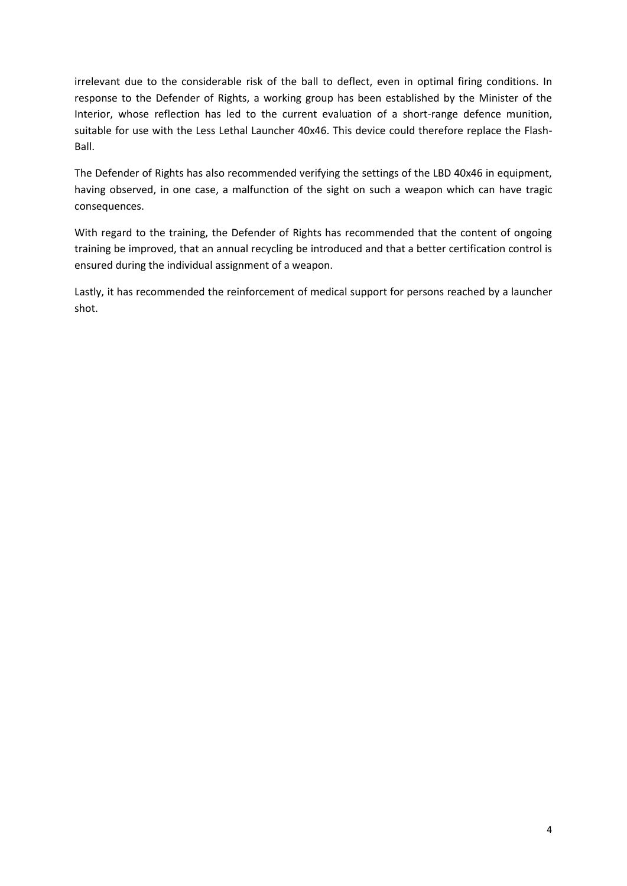irrelevant due to the considerable risk of the ball to deflect, even in optimal firing conditions. In response to the Defender of Rights, a working group has been established by the Minister of the Interior, whose reflection has led to the current evaluation of a short-range defence munition, suitable for use with the Less Lethal Launcher 40x46. This device could therefore replace the Flash-Ball.

The Defender of Rights has also recommended verifying the settings of the LBD 40x46 in equipment, having observed, in one case, a malfunction of the sight on such a weapon which can have tragic consequences.

With regard to the training, the Defender of Rights has recommended that the content of ongoing training be improved, that an annual recycling be introduced and that a better certification control is ensured during the individual assignment of a weapon.

Lastly, it has recommended the reinforcement of medical support for persons reached by a launcher shot.